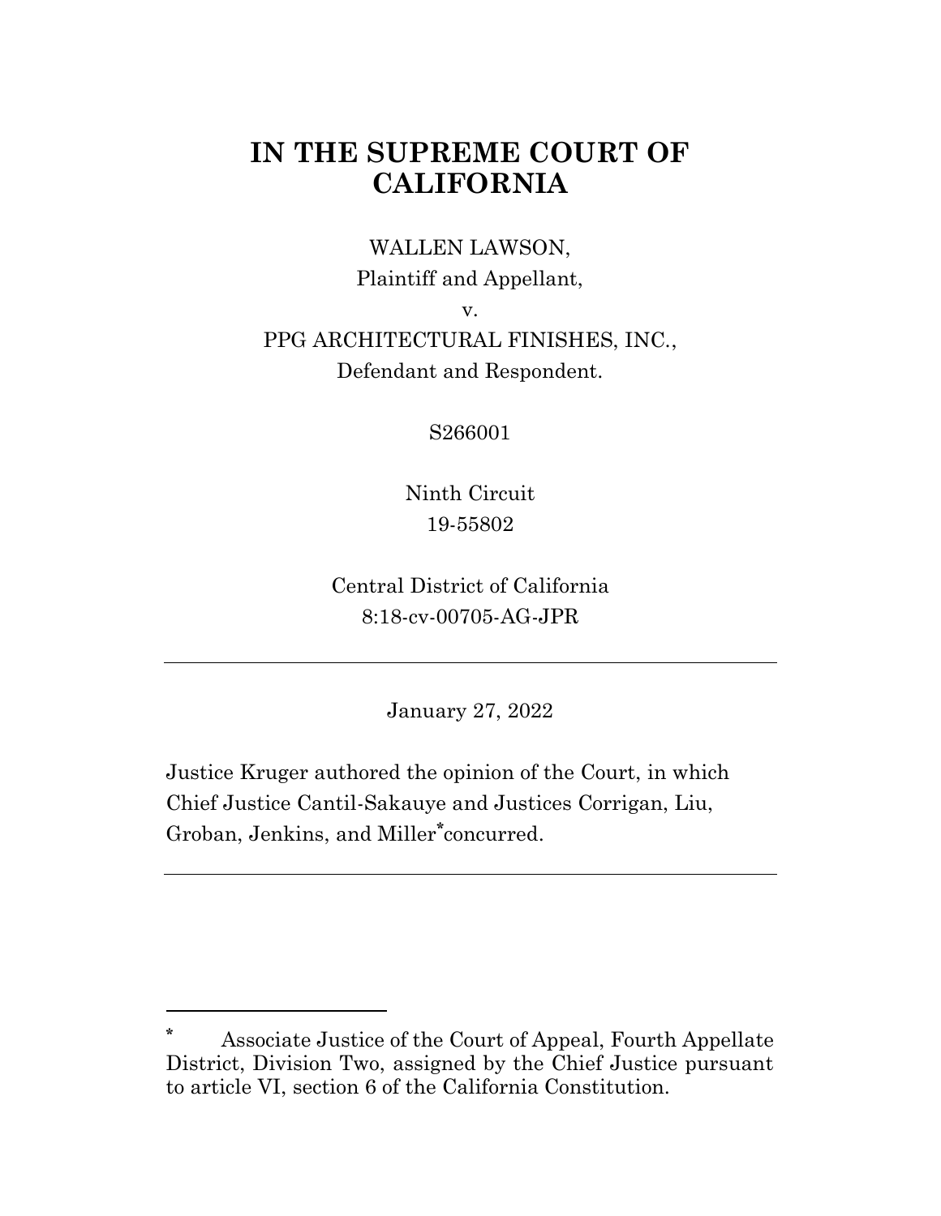# IN THE SUPREME COURT OF CALIFORNIA

WALLEN LAWSON,
Plaintiff and Appellant,

v.

PPG ARCHITECTURAL FINISHES, INC.,
Defendant and Respondent.

S266001

Ninth Circuit
19-55802

Central District of California
8:18-cv-00705-AG-JPR

---

January 27, 2022

Justice Kruger authored the opinion of the Court, in which Chief Justice Cantil-Sakauye and Justices Corrigan, Liu, Groban, Jenkins, and Miller* concurred.

---

\* Associate Justice of the Court of Appeal, Fourth Appellate District, Division Two, assigned by the Chief Justice pursuant to article VI, section 6 of the California Constitution.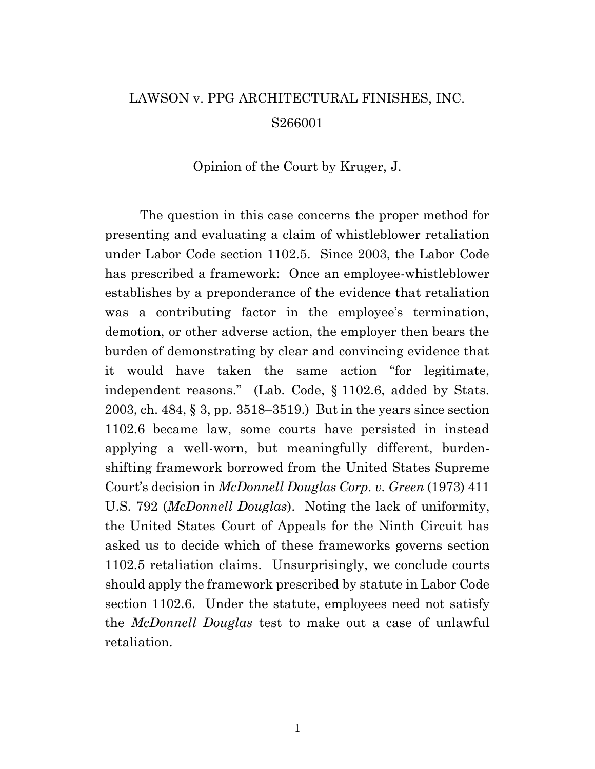LAWSON v. PPG ARCHITECTURAL FINISHES, INC.

S266001

Opinion of the Court by Kruger, J.

The question in this case concerns the proper method for presenting and evaluating a claim of whistleblower retaliation under Labor Code section 1102.5. Since 2003, the Labor Code has prescribed a framework: Once an employee-whistleblower establishes by a preponderance of the evidence that retaliation was a contributing factor in the employee's termination, demotion, or other adverse action, the employer then bears the burden of demonstrating by clear and convincing evidence that it would have taken the same action "for legitimate, independent reasons." (Lab. Code, § 1102.6, added by Stats. 2003, ch. 484, § 3, pp. 3518–3519.) But in the years since section 1102.6 became law, some courts have persisted in instead applying a well-worn, but meaningfully different, burden-shifting framework borrowed from the United States Supreme Court's decision in *McDonnell Douglas Corp. v. Green* (1973) 411 U.S. 792 (*McDonnell Douglas*). Noting the lack of uniformity, the United States Court of Appeals for the Ninth Circuit has asked us to decide which of these frameworks governs section 1102.5 retaliation claims. Unsurprisingly, we conclude courts should apply the framework prescribed by statute in Labor Code section 1102.6. Under the statute, employees need not satisfy the *McDonnell Douglas* test to make out a case of unlawful retaliation.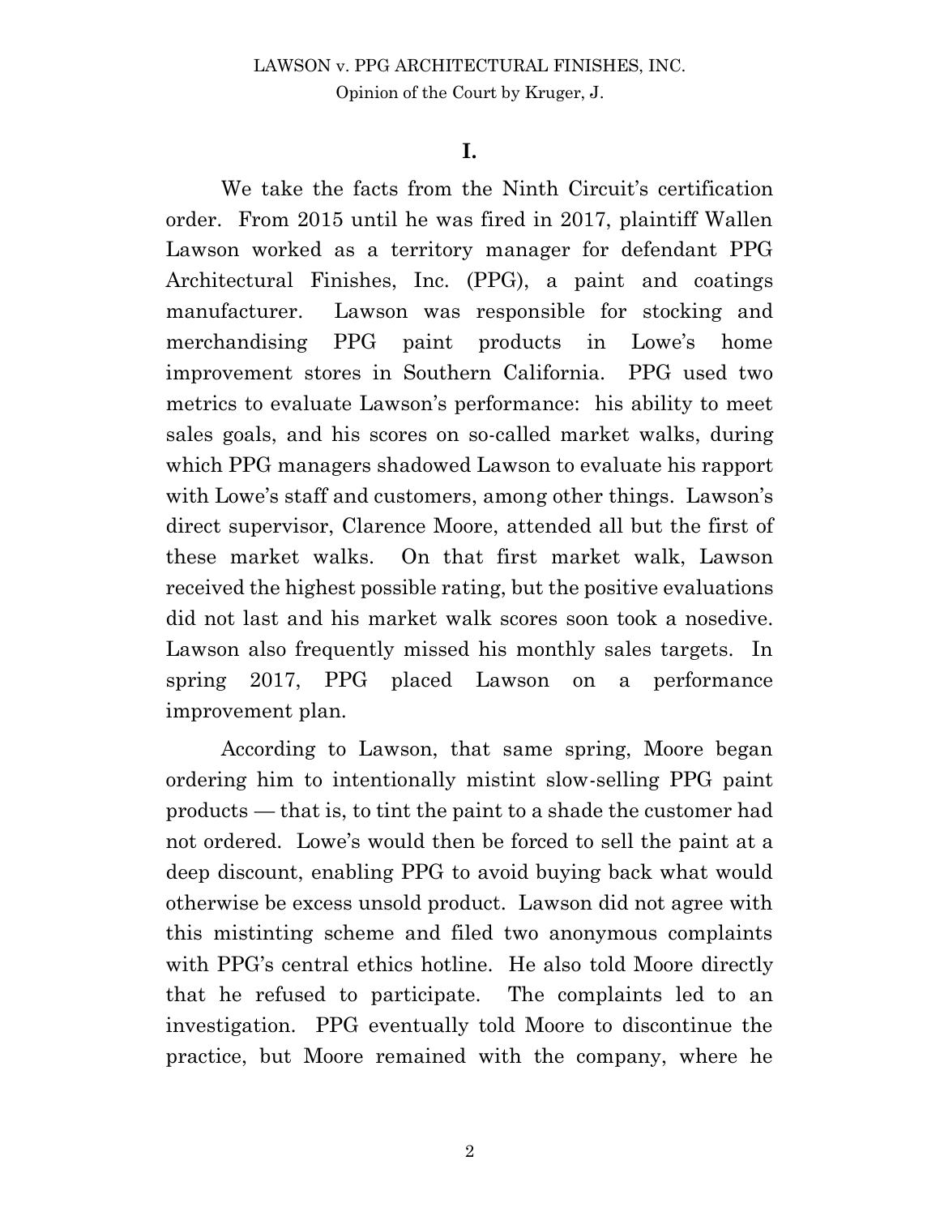## I.

We take the facts from the Ninth Circuit's certification order. From 2015 until he was fired in 2017, plaintiff Wallen Lawson worked as a territory manager for defendant PPG Architectural Finishes, Inc. (PPG), a paint and coatings manufacturer. Lawson was responsible for stocking and merchandising PPG paint products in Lowe's home improvement stores in Southern California. PPG used two metrics to evaluate Lawson's performance: his ability to meet sales goals, and his scores on so-called market walks, during which PPG managers shadowed Lawson to evaluate his rapport with Lowe's staff and customers, among other things. Lawson's direct supervisor, Clarence Moore, attended all but the first of these market walks. On that first market walk, Lawson received the highest possible rating, but the positive evaluations did not last and his market walk scores soon took a nosedive. Lawson also frequently missed his monthly sales targets. In spring 2017, PPG placed Lawson on a performance improvement plan.

According to Lawson, that same spring, Moore began ordering him to intentionally mistint slow-selling PPG paint products — that is, to tint the paint to a shade the customer had not ordered. Lowe's would then be forced to sell the paint at a deep discount, enabling PPG to avoid buying back what would otherwise be excess unsold product. Lawson did not agree with this mistinting scheme and filed two anonymous complaints with PPG's central ethics hotline. He also told Moore directly that he refused to participate. The complaints led to an investigation. PPG eventually told Moore to discontinue the practice, but Moore remained with the company, where he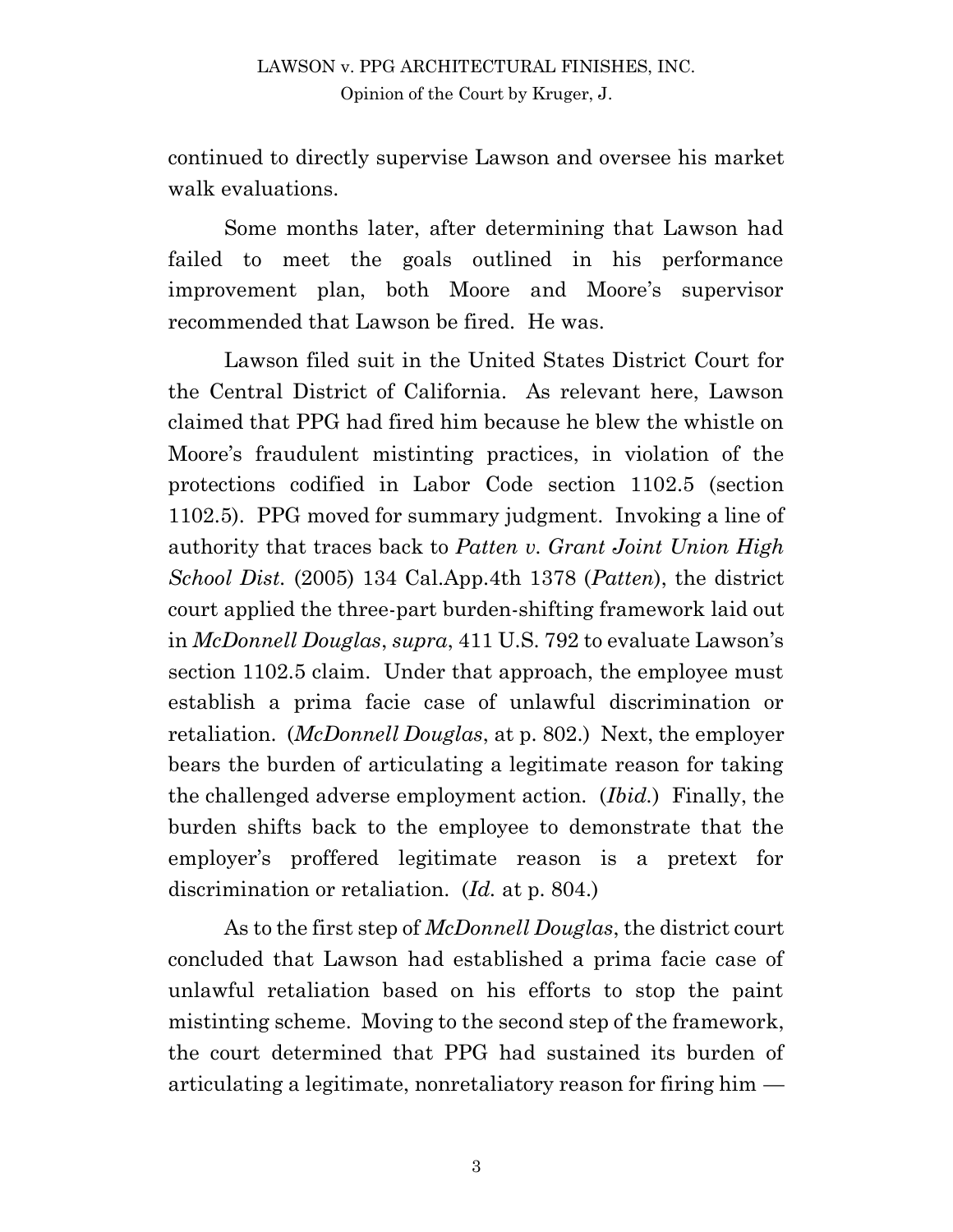continued to directly supervise Lawson and oversee his market walk evaluations.

Some months later, after determining that Lawson had failed to meet the goals outlined in his performance improvement plan, both Moore and Moore's supervisor recommended that Lawson be fired. He was.

Lawson filed suit in the United States District Court for the Central District of California. As relevant here, Lawson claimed that PPG had fired him because he blew the whistle on Moore's fraudulent mistinting practices, in violation of the protections codified in Labor Code section 1102.5 (section 1102.5). PPG moved for summary judgment. Invoking a line of authority that traces back to *Patten v. Grant Joint Union High School Dist.* (2005) 134 Cal.App.4th 1378 (*Patten*), the district court applied the three-part burden-shifting framework laid out in *McDonnell Douglas*, *supra*, 411 U.S. 792 to evaluate Lawson's section 1102.5 claim. Under that approach, the employee must establish a prima facie case of unlawful discrimination or retaliation. (*McDonnell Douglas*, at p. 802.) Next, the employer bears the burden of articulating a legitimate reason for taking the challenged adverse employment action. (*Ibid.*) Finally, the burden shifts back to the employee to demonstrate that the employer's proffered legitimate reason is a pretext for discrimination or retaliation. (*Id.* at p. 804.)

As to the first step of *McDonnell Douglas*, the district court concluded that Lawson had established a prima facie case of unlawful retaliation based on his efforts to stop the paint mistinting scheme. Moving to the second step of the framework, the court determined that PPG had sustained its burden of articulating a legitimate, nonretaliatory reason for firing him —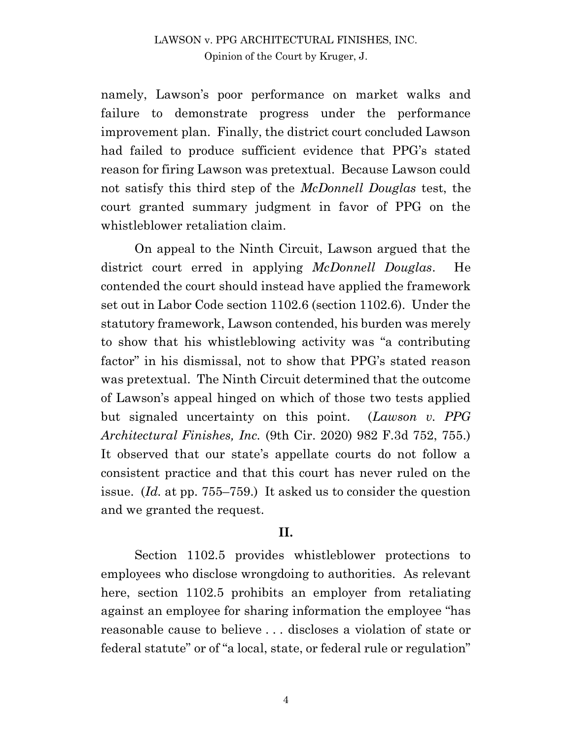namely, Lawson's poor performance on market walks and failure to demonstrate progress under the performance improvement plan. Finally, the district court concluded Lawson had failed to produce sufficient evidence that PPG's stated reason for firing Lawson was pretextual. Because Lawson could not satisfy this third step of the *McDonnell Douglas* test, the court granted summary judgment in favor of PPG on the whistleblower retaliation claim.

On appeal to the Ninth Circuit, Lawson argued that the district court erred in applying *McDonnell Douglas*. He contended the court should instead have applied the framework set out in Labor Code section 1102.6 (section 1102.6). Under the statutory framework, Lawson contended, his burden was merely to show that his whistleblowing activity was "a contributing factor" in his dismissal, not to show that PPG's stated reason was pretextual. The Ninth Circuit determined that the outcome of Lawson's appeal hinged on which of those two tests applied but signaled uncertainty on this point. (*Lawson v. PPG Architectural Finishes, Inc.* (9th Cir. 2020) 982 F.3d 752, 755.) It observed that our state's appellate courts do not follow a consistent practice and that this court has never ruled on the issue. (*Id.* at pp. 755–759.) It asked us to consider the question and we granted the request.

## II.

Section 1102.5 provides whistleblower protections to employees who disclose wrongdoing to authorities. As relevant here, section 1102.5 prohibits an employer from retaliating against an employee for sharing information the employee "has reasonable cause to believe . . . discloses a violation of state or federal statute" or of "a local, state, or federal rule or regulation"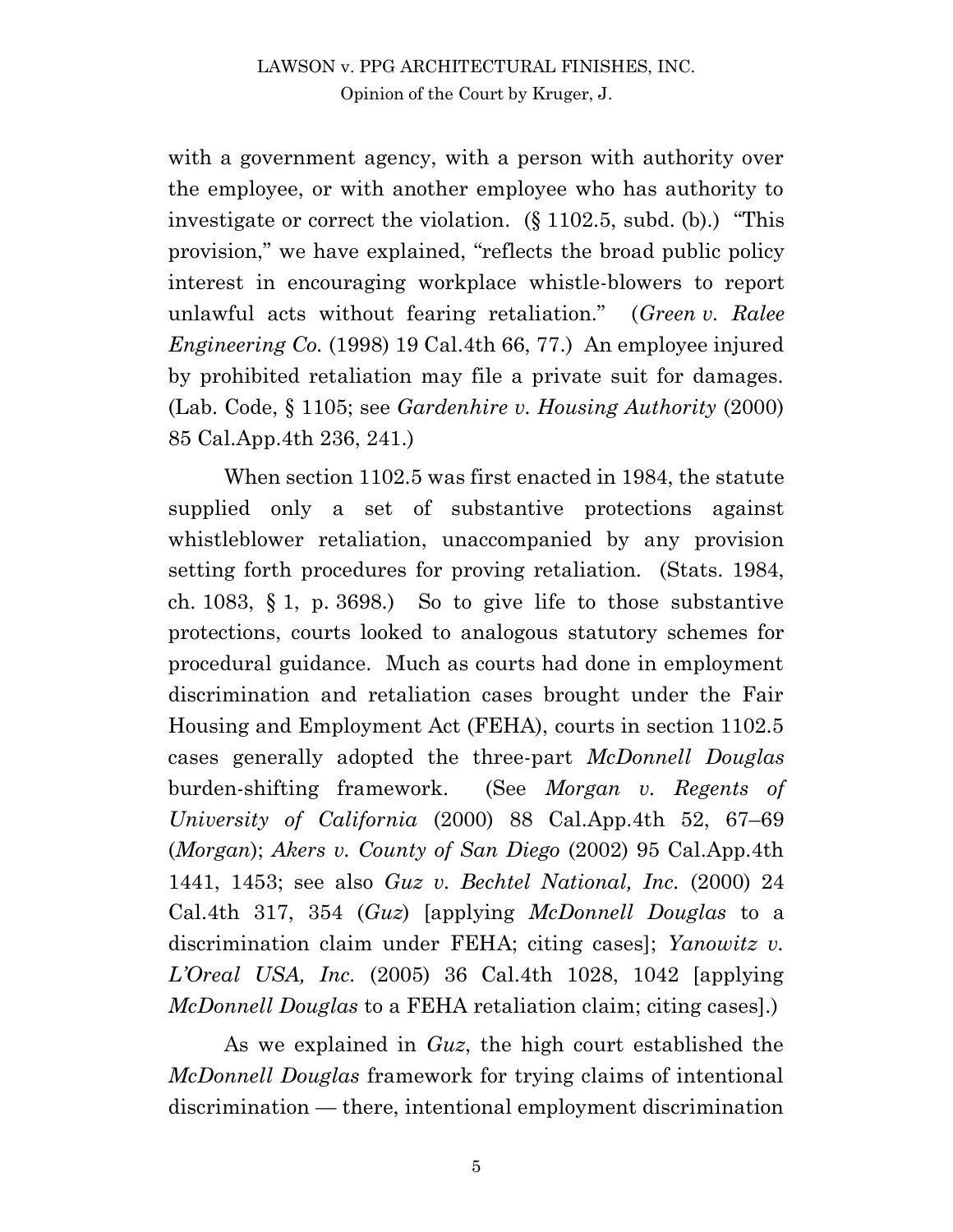with a government agency, with a person with authority over the employee, or with another employee who has authority to investigate or correct the violation. (§ 1102.5, subd. (b).) "This provision," we have explained, "reflects the broad public policy interest in encouraging workplace whistle-blowers to report unlawful acts without fearing retaliation." (*Green v. Ralee Engineering Co.* (1998) 19 Cal.4th 66, 77.) An employee injured by prohibited retaliation may file a private suit for damages. (Lab. Code, § 1105; see *Gardenhire v. Housing Authority* (2000) 85 Cal.App.4th 236, 241.)

When section 1102.5 was first enacted in 1984, the statute supplied only a set of substantive protections against whistleblower retaliation, unaccompanied by any provision setting forth procedures for proving retaliation. (Stats. 1984, ch. 1083, § 1, p. 3698.) So to give life to those substantive protections, courts looked to analogous statutory schemes for procedural guidance. Much as courts had done in employment discrimination and retaliation cases brought under the Fair Housing and Employment Act (FEHA), courts in section 1102.5 cases generally adopted the three-part *McDonnell Douglas* burden-shifting framework. (See *Morgan v. Regents of University of California* (2000) 88 Cal.App.4th 52, 67–69 (*Morgan*); *Akers v. County of San Diego* (2002) 95 Cal.App.4th 1441, 1453; see also *Guz v. Bechtel National, Inc.* (2000) 24 Cal.4th 317, 354 (*Guz*) [applying *McDonnell Douglas* to a discrimination claim under FEHA; citing cases]; *Yanowitz v. L'Oreal USA, Inc.* (2005) 36 Cal.4th 1028, 1042 [applying *McDonnell Douglas* to a FEHA retaliation claim; citing cases].)

As we explained in *Guz*, the high court established the *McDonnell Douglas* framework for trying claims of intentional discrimination — there, intentional employment discrimination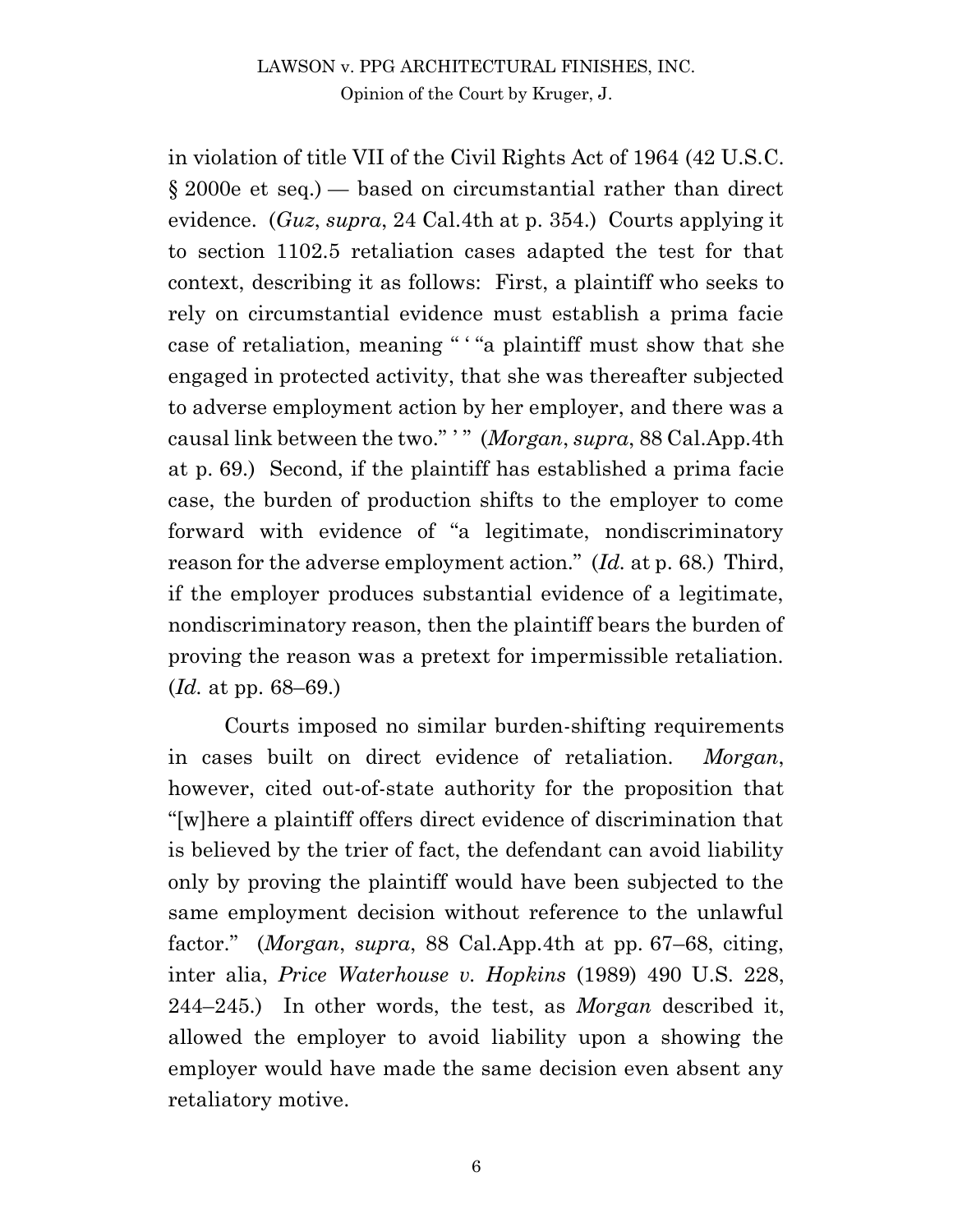in violation of title VII of the Civil Rights Act of 1964 (42 U.S.C. § 2000e et seq.) — based on circumstantial rather than direct evidence. (*Guz*, *supra*, 24 Cal.4th at p. 354.) Courts applying it to section 1102.5 retaliation cases adapted the test for that context, describing it as follows: First, a plaintiff who seeks to rely on circumstantial evidence must establish a prima facie case of retaliation, meaning " ' "a plaintiff must show that she engaged in protected activity, that she was thereafter subjected to adverse employment action by her employer, and there was a causal link between the two." ' " (*Morgan*, *supra*, 88 Cal.App.4th at p. 69.) Second, if the plaintiff has established a prima facie case, the burden of production shifts to the employer to come forward with evidence of "a legitimate, nondiscriminatory reason for the adverse employment action." (*Id.* at p. 68.) Third, if the employer produces substantial evidence of a legitimate, nondiscriminatory reason, then the plaintiff bears the burden of proving the reason was a pretext for impermissible retaliation. (*Id.* at pp. 68–69.)

Courts imposed no similar burden-shifting requirements in cases built on direct evidence of retaliation. *Morgan*, however, cited out-of-state authority for the proposition that "[w]here a plaintiff offers direct evidence of discrimination that is believed by the trier of fact, the defendant can avoid liability only by proving the plaintiff would have been subjected to the same employment decision without reference to the unlawful factor." (*Morgan*, *supra*, 88 Cal.App.4th at pp. 67–68, citing, inter alia, *Price Waterhouse v. Hopkins* (1989) 490 U.S. 228, 244–245.) In other words, the test, as *Morgan* described it, allowed the employer to avoid liability upon a showing the employer would have made the same decision even absent any retaliatory motive.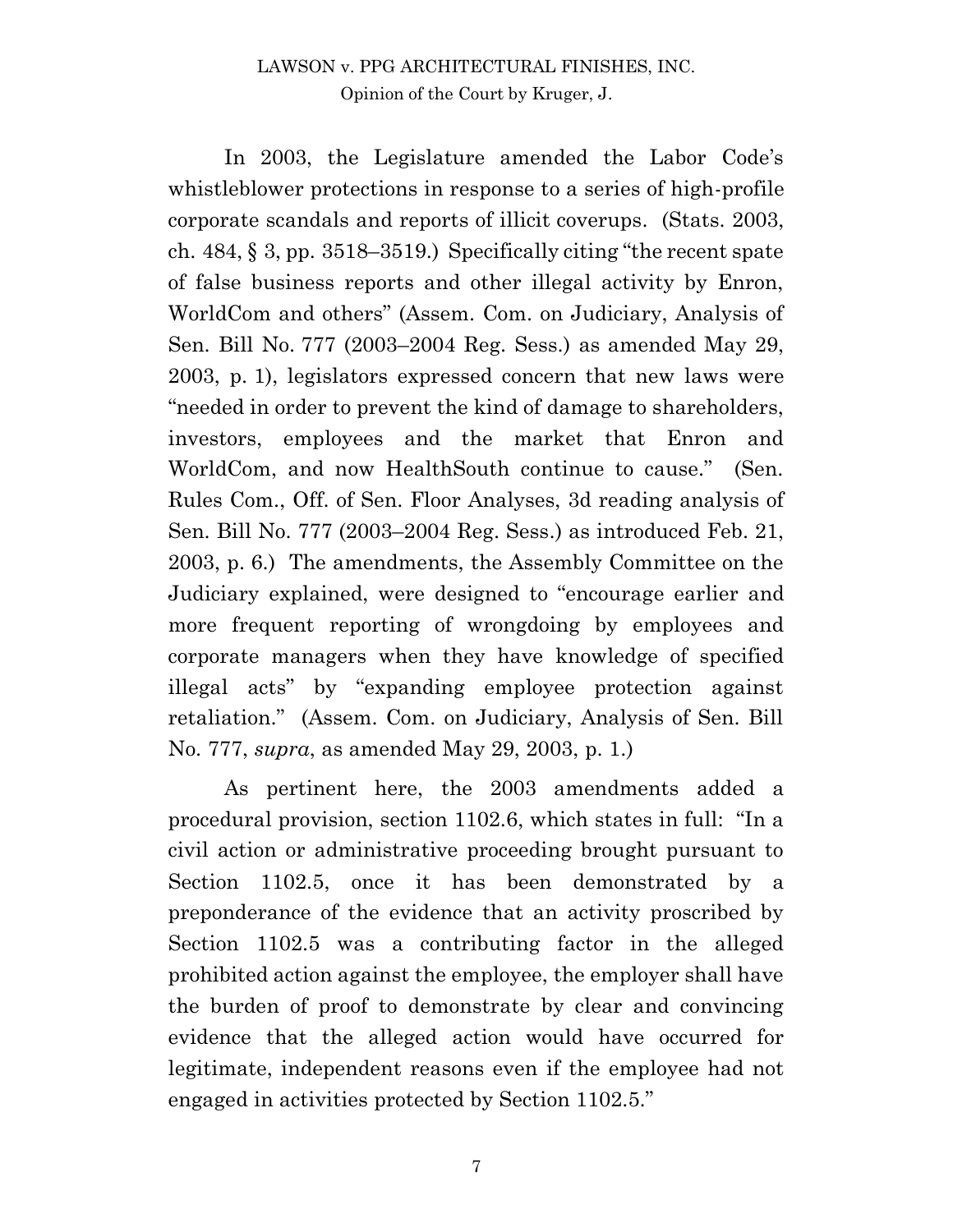In 2003, the Legislature amended the Labor Code's whistleblower protections in response to a series of high-profile corporate scandals and reports of illicit coverups. (Stats. 2003, ch. 484, § 3, pp. 3518–3519.) Specifically citing "the recent spate of false business reports and other illegal activity by Enron, WorldCom and others" (Assem. Com. on Judiciary, Analysis of Sen. Bill No. 777 (2003–2004 Reg. Sess.) as amended May 29, 2003, p. 1), legislators expressed concern that new laws were "needed in order to prevent the kind of damage to shareholders, investors, employees and the market that Enron and WorldCom, and now HealthSouth continue to cause." (Sen. Rules Com., Off. of Sen. Floor Analyses, 3d reading analysis of Sen. Bill No. 777 (2003–2004 Reg. Sess.) as introduced Feb. 21, 2003, p. 6.) The amendments, the Assembly Committee on the Judiciary explained, were designed to "encourage earlier and more frequent reporting of wrongdoing by employees and corporate managers when they have knowledge of specified illegal acts" by "expanding employee protection against retaliation." (Assem. Com. on Judiciary, Analysis of Sen. Bill No. 777, *supra*, as amended May 29, 2003, p. 1.)

As pertinent here, the 2003 amendments added a procedural provision, section 1102.6, which states in full: "In a civil action or administrative proceeding brought pursuant to Section 1102.5, once it has been demonstrated by a preponderance of the evidence that an activity proscribed by Section 1102.5 was a contributing factor in the alleged prohibited action against the employee, the employer shall have the burden of proof to demonstrate by clear and convincing evidence that the alleged action would have occurred for legitimate, independent reasons even if the employee had not engaged in activities protected by Section 1102.5."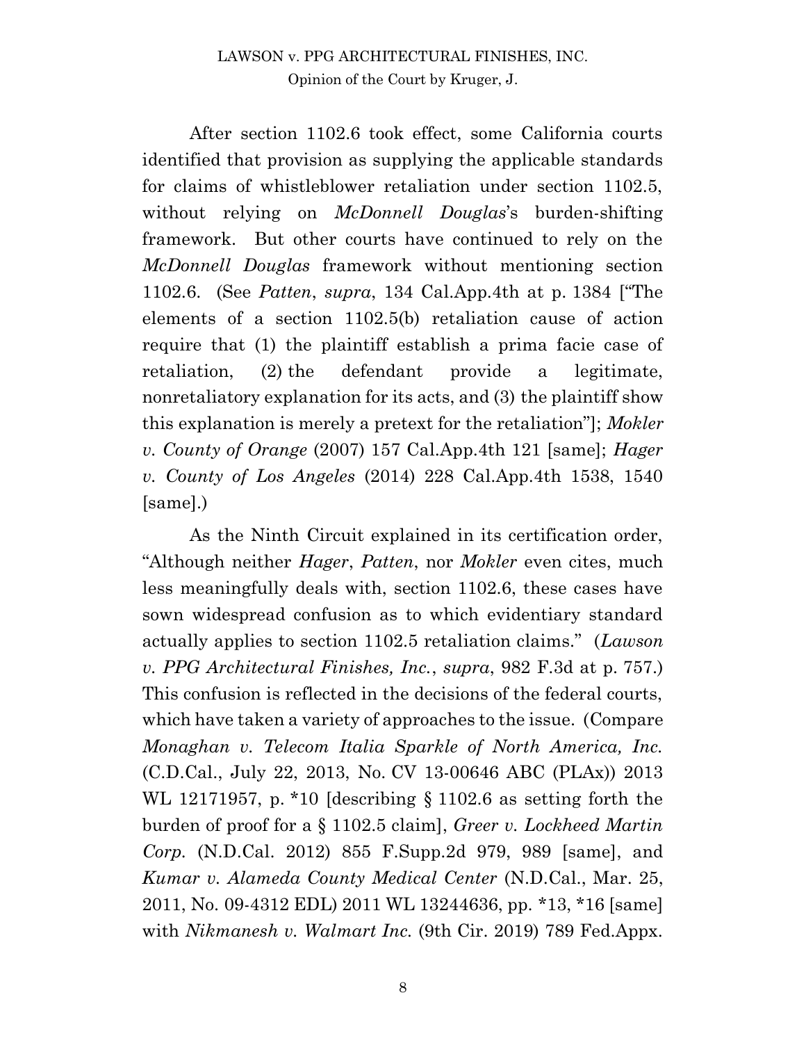After section 1102.6 took effect, some California courts identified that provision as supplying the applicable standards for claims of whistleblower retaliation under section 1102.5, without relying on *McDonnell Douglas*'s burden-shifting framework. But other courts have continued to rely on the *McDonnell Douglas* framework without mentioning section 1102.6. (See *Patten*, *supra*, 134 Cal.App.4th at p. 1384 ["The elements of a section 1102.5(b) retaliation cause of action require that (1) the plaintiff establish a prima facie case of retaliation, (2) the defendant provide a legitimate, nonretaliatory explanation for its acts, and (3) the plaintiff show this explanation is merely a pretext for the retaliation"]; *Mokler v. County of Orange* (2007) 157 Cal.App.4th 121 [same]; *Hager v. County of Los Angeles* (2014) 228 Cal.App.4th 1538, 1540 [same].)

As the Ninth Circuit explained in its certification order, "Although neither *Hager*, *Patten*, nor *Mokler* even cites, much less meaningfully deals with, section 1102.6, these cases have sown widespread confusion as to which evidentiary standard actually applies to section 1102.5 retaliation claims." (*Lawson v. PPG Architectural Finishes, Inc.*, *supra*, 982 F.3d at p. 757.) This confusion is reflected in the decisions of the federal courts, which have taken a variety of approaches to the issue. (Compare *Monaghan v. Telecom Italia Sparkle of North America, Inc.* (C.D.Cal., July 22, 2013, No. CV 13-00646 ABC (PLAx)) 2013 WL 12171957, p. *10 [describing § 1102.6 as setting forth the burden of proof for a § 1102.5 claim], *Greer v. Lockheed Martin Corp.* (N.D.Cal. 2012) 855 F.Supp.2d 979, 989 [same], and *Kumar v. Alameda County Medical Center* (N.D.Cal., Mar. 25, 2011, No. 09-4312 EDL) 2011 WL 13244636, pp. *13, *16 [same] with *Nikmanesh v. Walmart Inc.* (9th Cir. 2019) 789 Fed.Appx.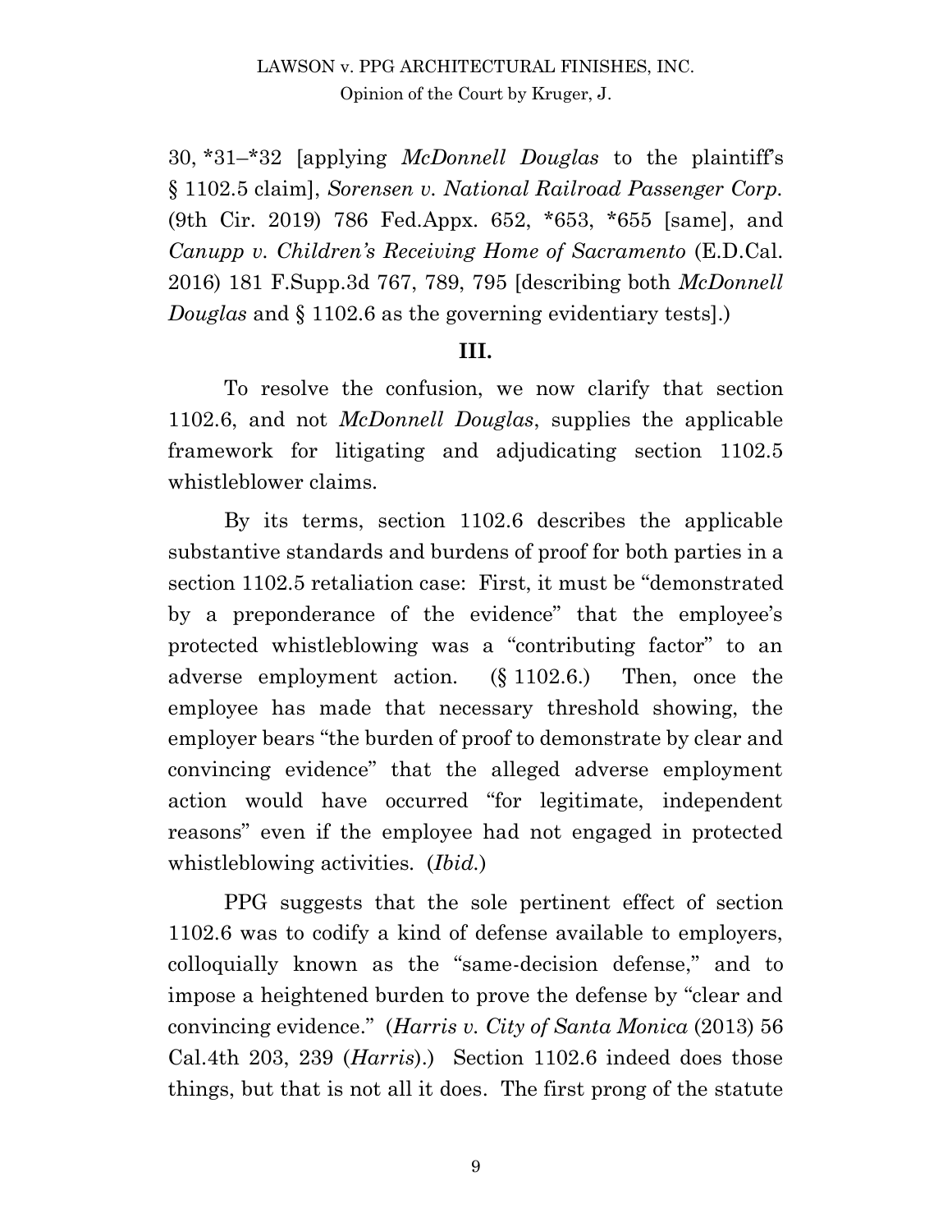30, *31–*32 [applying *McDonnell Douglas* to the plaintiff's § 1102.5 claim], *Sorensen v. National Railroad Passenger Corp.* (9th Cir. 2019) 786 Fed.Appx. 652, *653, *655 [same], and *Canupp v. Children's Receiving Home of Sacramento* (E.D.Cal. 2016) 181 F.Supp.3d 767, 789, 795 [describing both *McDonnell Douglas* and § 1102.6 as the governing evidentiary tests].)

## III.

To resolve the confusion, we now clarify that section 1102.6, and not *McDonnell Douglas*, supplies the applicable framework for litigating and adjudicating section 1102.5 whistleblower claims.

By its terms, section 1102.6 describes the applicable substantive standards and burdens of proof for both parties in a section 1102.5 retaliation case: First, it must be "demonstrated by a preponderance of the evidence" that the employee's protected whistleblowing was a "contributing factor" to an adverse employment action. (§ 1102.6.) Then, once the employee has made that necessary threshold showing, the employer bears "the burden of proof to demonstrate by clear and convincing evidence" that the alleged adverse employment action would have occurred "for legitimate, independent reasons" even if the employee had not engaged in protected whistleblowing activities. (*Ibid.*)

PPG suggests that the sole pertinent effect of section 1102.6 was to codify a kind of defense available to employers, colloquially known as the "same-decision defense," and to impose a heightened burden to prove the defense by "clear and convincing evidence." (*Harris v. City of Santa Monica* (2013) 56 Cal.4th 203, 239 (*Harris*).) Section 1102.6 indeed does those things, but that is not all it does. The first prong of the statute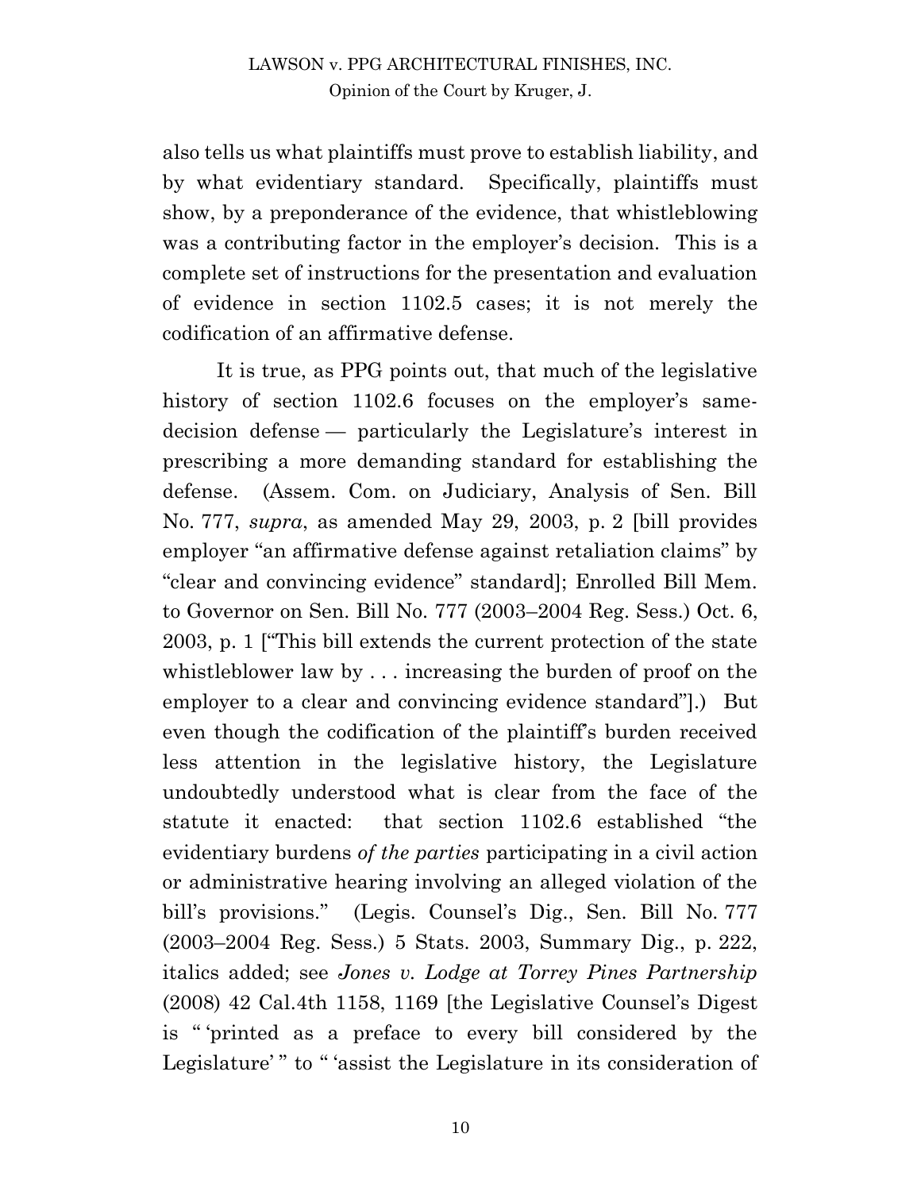also tells us what plaintiffs must prove to establish liability, and by what evidentiary standard. Specifically, plaintiffs must show, by a preponderance of the evidence, that whistleblowing was a contributing factor in the employer's decision. This is a complete set of instructions for the presentation and evaluation of evidence in section 1102.5 cases; it is not merely the codification of an affirmative defense.

It is true, as PPG points out, that much of the legislative history of section 1102.6 focuses on the employer's same-decision defense — particularly the Legislature's interest in prescribing a more demanding standard for establishing the defense. (Assem. Com. on Judiciary, Analysis of Sen. Bill No. 777, *supra*, as amended May 29, 2003, p. 2 [bill provides employer "an affirmative defense against retaliation claims" by "clear and convincing evidence" standard]; Enrolled Bill Mem. to Governor on Sen. Bill No. 777 (2003–2004 Reg. Sess.) Oct. 6, 2003, p. 1 ["This bill extends the current protection of the state whistleblower law by . . . increasing the burden of proof on the employer to a clear and convincing evidence standard"].) But even though the codification of the plaintiff's burden received less attention in the legislative history, the Legislature undoubtedly understood what is clear from the face of the statute it enacted: that section 1102.6 established "the evidentiary burdens *of the parties* participating in a civil action or administrative hearing involving an alleged violation of the bill's provisions." (Legis. Counsel's Dig., Sen. Bill No. 777 (2003–2004 Reg. Sess.) 5 Stats. 2003, Summary Dig., p. 222, italics added; see *Jones v. Lodge at Torrey Pines Partnership* (2008) 42 Cal.4th 1158, 1169 [the Legislative Counsel's Digest is " 'printed as a preface to every bill considered by the Legislature' " to " 'assist the Legislature in its consideration of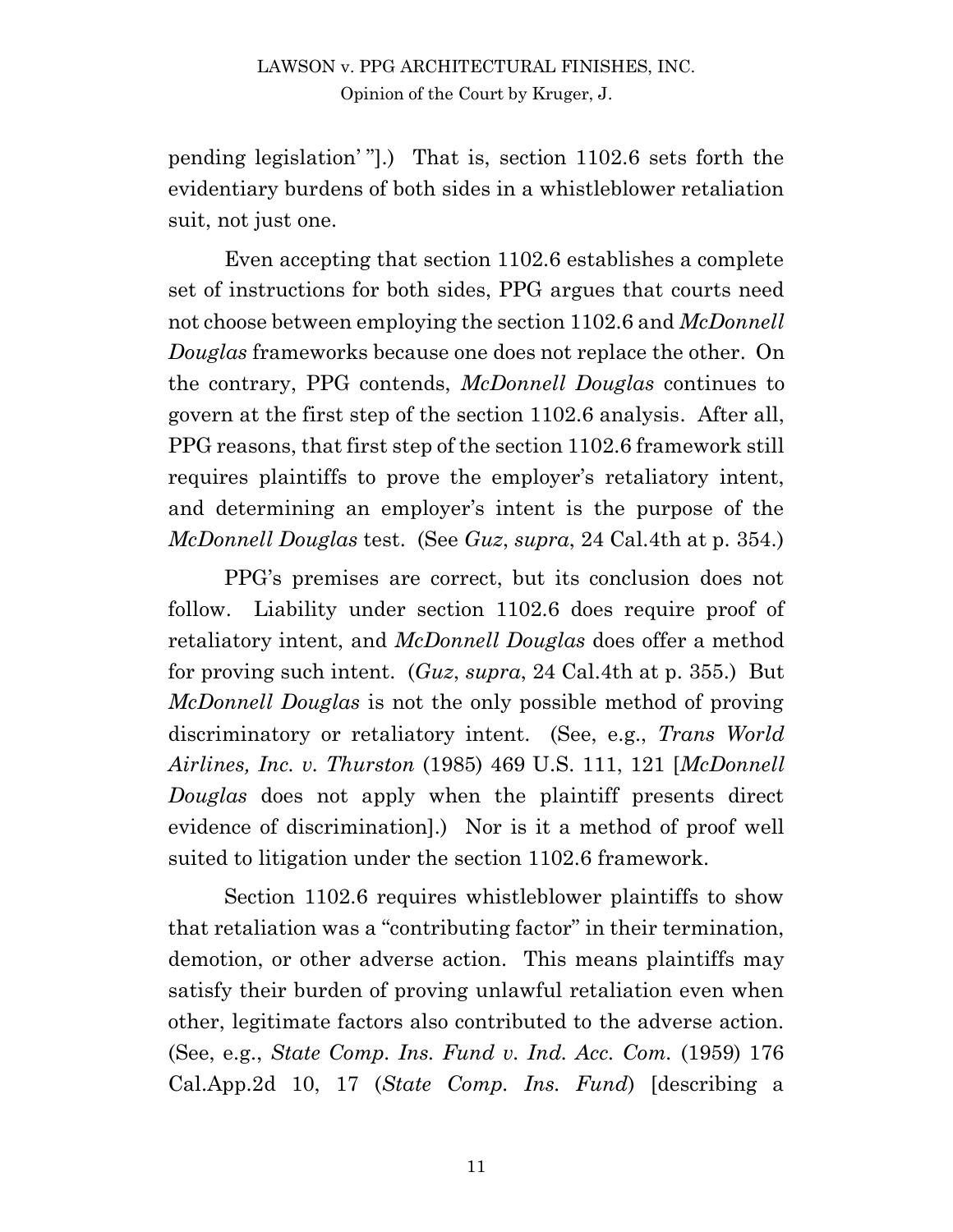pending legislation' "].) That is, section 1102.6 sets forth the evidentiary burdens of both sides in a whistleblower retaliation suit, not just one.

Even accepting that section 1102.6 establishes a complete set of instructions for both sides, PPG argues that courts need not choose between employing the section 1102.6 and *McDonnell Douglas* frameworks because one does not replace the other. On the contrary, PPG contends, *McDonnell Douglas* continues to govern at the first step of the section 1102.6 analysis. After all, PPG reasons, that first step of the section 1102.6 framework still requires plaintiffs to prove the employer's retaliatory intent, and determining an employer's intent is the purpose of the *McDonnell Douglas* test. (See *Guz*, *supra*, 24 Cal.4th at p. 354.)

PPG's premises are correct, but its conclusion does not follow. Liability under section 1102.6 does require proof of retaliatory intent, and *McDonnell Douglas* does offer a method for proving such intent. (*Guz*, *supra*, 24 Cal.4th at p. 355.) But *McDonnell Douglas* is not the only possible method of proving discriminatory or retaliatory intent. (See, e.g., *Trans World Airlines, Inc. v. Thurston* (1985) 469 U.S. 111, 121 [*McDonnell Douglas* does not apply when the plaintiff presents direct evidence of discrimination].) Nor is it a method of proof well suited to litigation under the section 1102.6 framework.

Section 1102.6 requires whistleblower plaintiffs to show that retaliation was a "contributing factor" in their termination, demotion, or other adverse action. This means plaintiffs may satisfy their burden of proving unlawful retaliation even when other, legitimate factors also contributed to the adverse action. (See, e.g., *State Comp. Ins. Fund v. Ind. Acc. Com.* (1959) 176 Cal.App.2d 10, 17 (*State Comp. Ins. Fund*) [describing a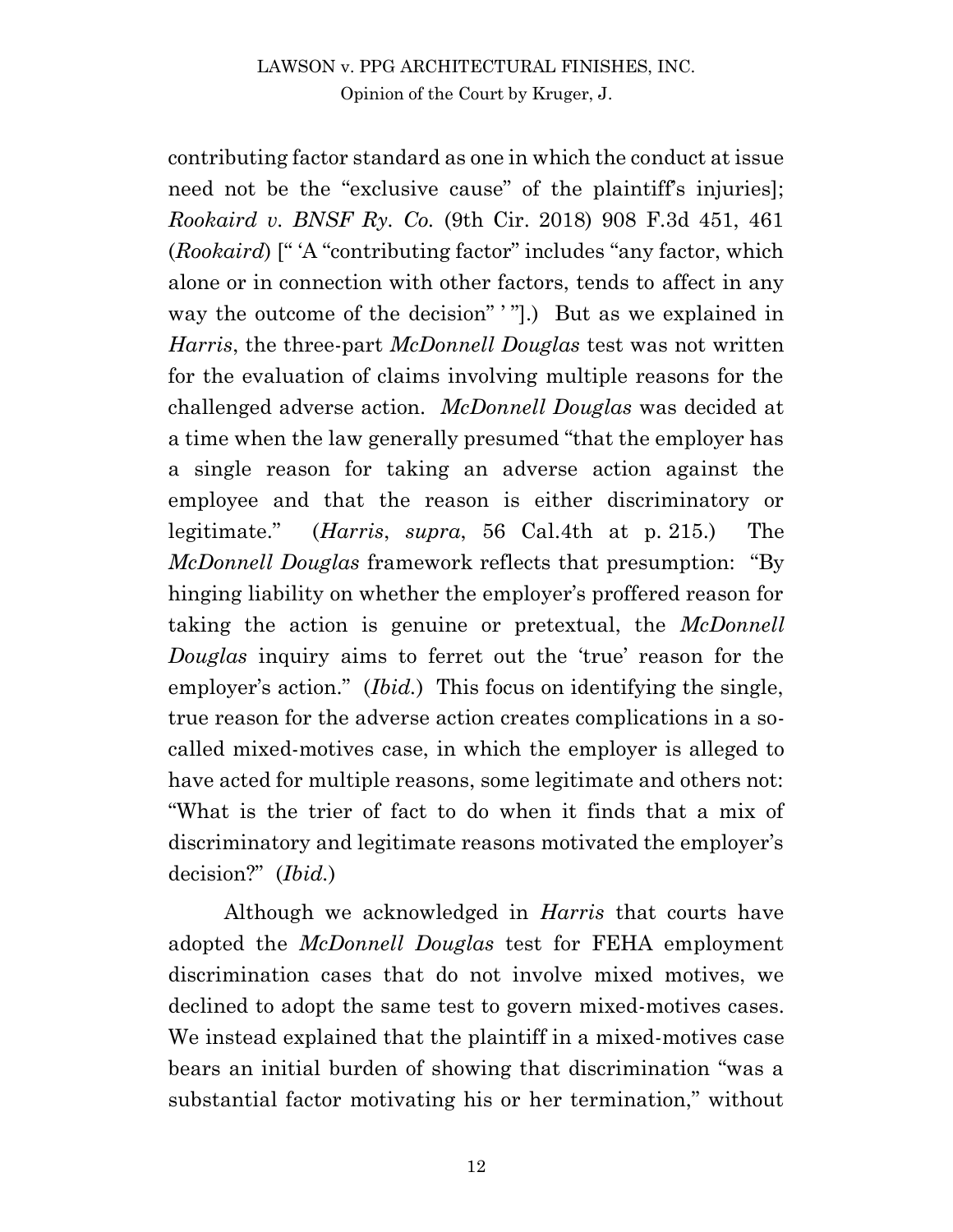contributing factor standard as one in which the conduct at issue need not be the "exclusive cause" of the plaintiff's injuries]; *Rookaird v. BNSF Ry. Co.* (9th Cir. 2018) 908 F.3d 451, 461 (*Rookaird*) [" 'A "contributing factor" includes "any factor, which alone or in connection with other factors, tends to affect in any way the outcome of the decision" ' "].) But as we explained in *Harris*, the three-part *McDonnell Douglas* test was not written for the evaluation of claims involving multiple reasons for the challenged adverse action. *McDonnell Douglas* was decided at a time when the law generally presumed "that the employer has a single reason for taking an adverse action against the employee and that the reason is either discriminatory or legitimate." (*Harris*, *supra*, 56 Cal.4th at p. 215.) The *McDonnell Douglas* framework reflects that presumption: "By hinging liability on whether the employer's proffered reason for taking the action is genuine or pretextual, the *McDonnell Douglas* inquiry aims to ferret out the 'true' reason for the employer's action." (*Ibid.*) This focus on identifying the single, true reason for the adverse action creates complications in a so-called mixed-motives case, in which the employer is alleged to have acted for multiple reasons, some legitimate and others not: "What is the trier of fact to do when it finds that a mix of discriminatory and legitimate reasons motivated the employer's decision?" (*Ibid.*)

Although we acknowledged in *Harris* that courts have adopted the *McDonnell Douglas* test for FEHA employment discrimination cases that do not involve mixed motives, we declined to adopt the same test to govern mixed-motives cases. We instead explained that the plaintiff in a mixed-motives case bears an initial burden of showing that discrimination "was a substantial factor motivating his or her termination," without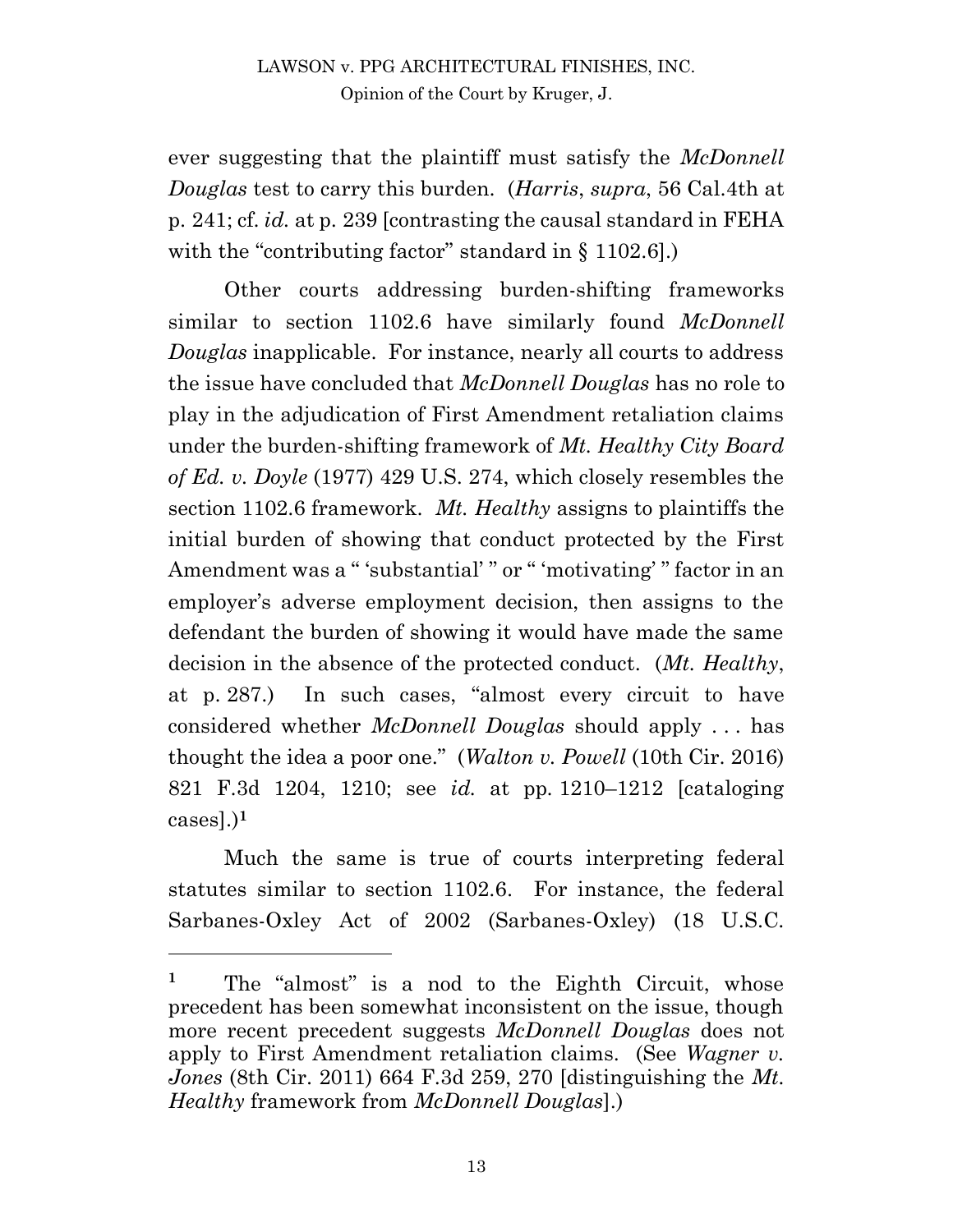ever suggesting that the plaintiff must satisfy the *McDonnell Douglas* test to carry this burden. (*Harris*, *supra*, 56 Cal.4th at p. 241; cf. *id.* at p. 239 [contrasting the causal standard in FEHA with the "contributing factor" standard in § 1102.6].)

Other courts addressing burden-shifting frameworks similar to section 1102.6 have similarly found *McDonnell Douglas* inapplicable. For instance, nearly all courts to address the issue have concluded that *McDonnell Douglas* has no role to play in the adjudication of First Amendment retaliation claims under the burden-shifting framework of *Mt. Healthy City Board of Ed. v. Doyle* (1977) 429 U.S. 274, which closely resembles the section 1102.6 framework. *Mt. Healthy* assigns to plaintiffs the initial burden of showing that conduct protected by the First Amendment was a " 'substantial' " or " 'motivating' " factor in an employer's adverse employment decision, then assigns to the defendant the burden of showing it would have made the same decision in the absence of the protected conduct. (*Mt. Healthy*, at p. 287.) In such cases, "almost every circuit to have considered whether *McDonnell Douglas* should apply . . . has thought the idea a poor one." (*Walton v. Powell* (10th Cir. 2016) 821 F.3d 1204, 1210; see *id.* at pp. 1210–1212 [cataloging cases].)[1]

Much the same is true of courts interpreting federal statutes similar to section 1102.6. For instance, the federal Sarbanes-Oxley Act of 2002 (Sarbanes-Oxley) (18 U.S.C.

---

[1] The "almost" is a nod to the Eighth Circuit, whose precedent has been somewhat inconsistent on the issue, though more recent precedent suggests *McDonnell Douglas* does not apply to First Amendment retaliation claims. (See *Wagner v. Jones* (8th Cir. 2011) 664 F.3d 259, 270 [distinguishing the *Mt. Healthy* framework from *McDonnell Douglas*].)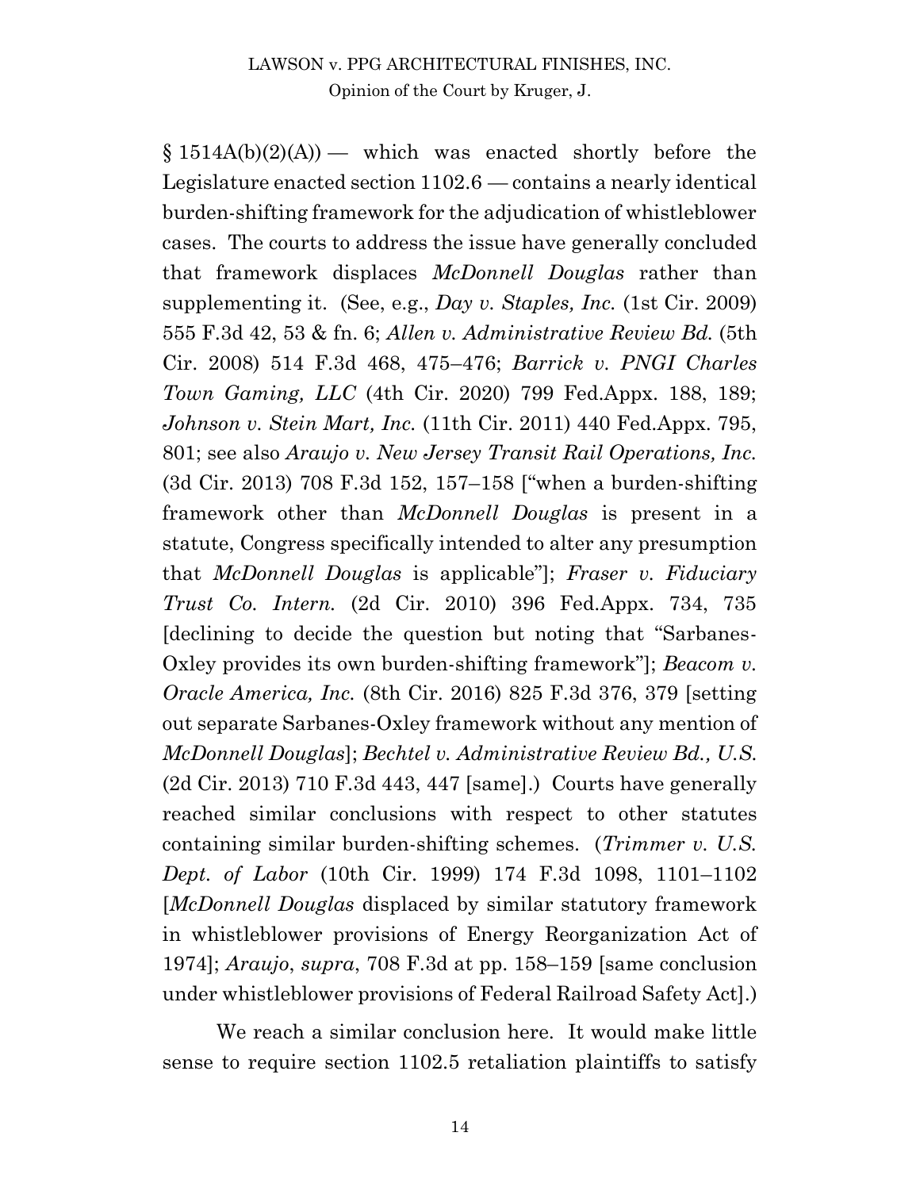§ 1514A(b)(2)(A)) — which was enacted shortly before the Legislature enacted section 1102.6 — contains a nearly identical burden-shifting framework for the adjudication of whistleblower cases. The courts to address the issue have generally concluded that framework displaces *McDonnell Douglas* rather than supplementing it. (See, e.g., *Day v. Staples, Inc.* (1st Cir. 2009) 555 F.3d 42, 53 & fn. 6; *Allen v. Administrative Review Bd.* (5th Cir. 2008) 514 F.3d 468, 475–476; *Barrick v. PNGI Charles Town Gaming, LLC* (4th Cir. 2020) 799 Fed.Appx. 188, 189; *Johnson v. Stein Mart, Inc.* (11th Cir. 2011) 440 Fed.Appx. 795, 801; see also *Araujo v. New Jersey Transit Rail Operations, Inc.* (3d Cir. 2013) 708 F.3d 152, 157–158 ["when a burden-shifting framework other than *McDonnell Douglas* is present in a statute, Congress specifically intended to alter any presumption that *McDonnell Douglas* is applicable"]; *Fraser v. Fiduciary Trust Co. Intern.* (2d Cir. 2010) 396 Fed.Appx. 734, 735 [declining to decide the question but noting that "Sarbanes-Oxley provides its own burden-shifting framework"]; *Beacom v. Oracle America, Inc.* (8th Cir. 2016) 825 F.3d 376, 379 [setting out separate Sarbanes-Oxley framework without any mention of *McDonnell Douglas*]; *Bechtel v. Administrative Review Bd., U.S.* (2d Cir. 2013) 710 F.3d 443, 447 [same].) Courts have generally reached similar conclusions with respect to other statutes containing similar burden-shifting schemes. (*Trimmer v. U.S. Dept. of Labor* (10th Cir. 1999) 174 F.3d 1098, 1101–1102 [*McDonnell Douglas* displaced by similar statutory framework in whistleblower provisions of Energy Reorganization Act of 1974]; *Araujo*, *supra*, 708 F.3d at pp. 158–159 [same conclusion under whistleblower provisions of Federal Railroad Safety Act].)

We reach a similar conclusion here. It would make little sense to require section 1102.5 retaliation plaintiffs to satisfy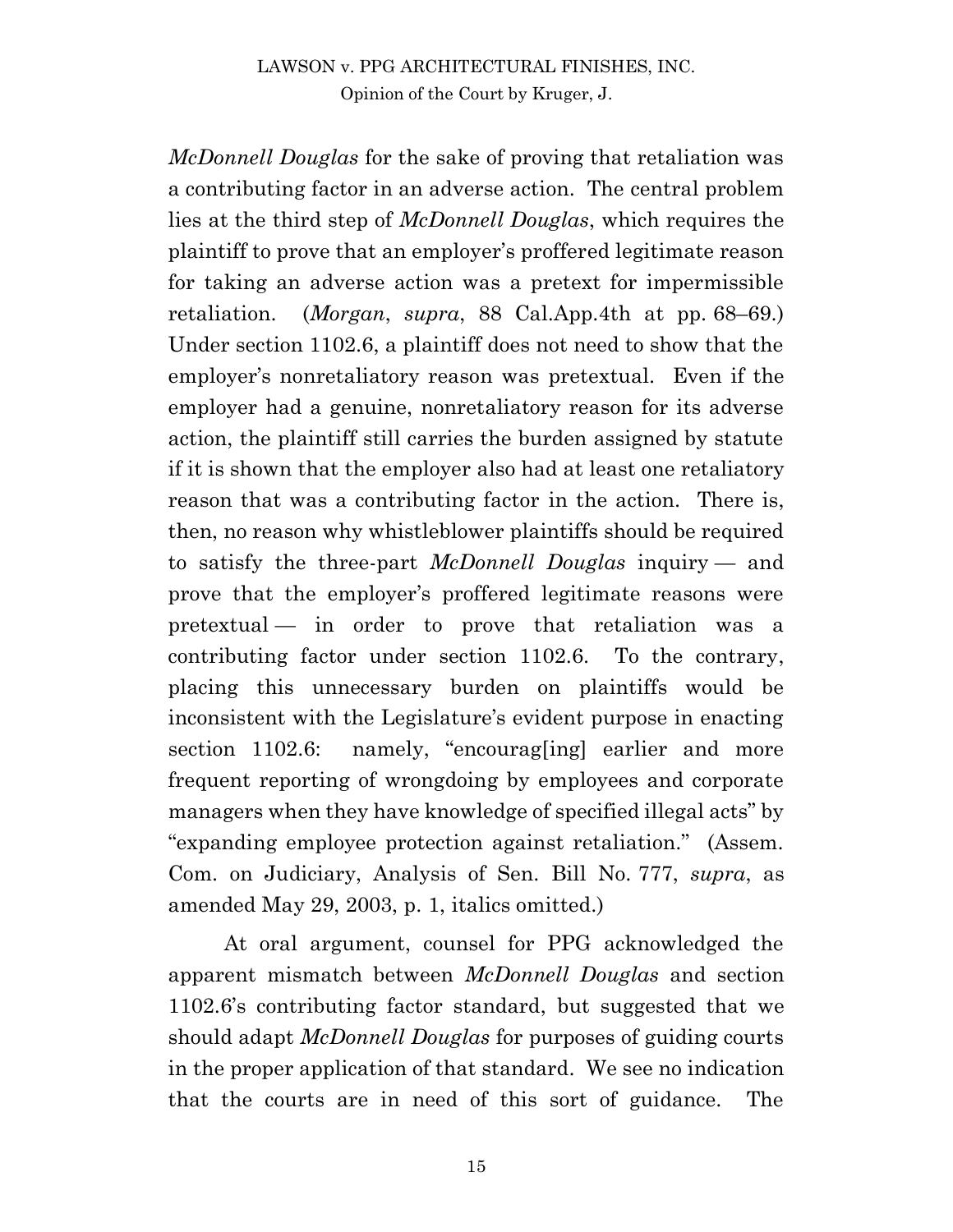*McDonnell Douglas* for the sake of proving that retaliation was a contributing factor in an adverse action. The central problem lies at the third step of *McDonnell Douglas*, which requires the plaintiff to prove that an employer's proffered legitimate reason for taking an adverse action was a pretext for impermissible retaliation. (*Morgan*, *supra*, 88 Cal.App.4th at pp. 68–69.) Under section 1102.6, a plaintiff does not need to show that the employer's nonretaliatory reason was pretextual. Even if the employer had a genuine, nonretaliatory reason for its adverse action, the plaintiff still carries the burden assigned by statute if it is shown that the employer also had at least one retaliatory reason that was a contributing factor in the action. There is, then, no reason why whistleblower plaintiffs should be required to satisfy the three-part *McDonnell Douglas* inquiry — and prove that the employer's proffered legitimate reasons were pretextual — in order to prove that retaliation was a contributing factor under section 1102.6. To the contrary, placing this unnecessary burden on plaintiffs would be inconsistent with the Legislature's evident purpose in enacting section 1102.6: namely, "encourag[ing] earlier and more frequent reporting of wrongdoing by employees and corporate managers when they have knowledge of specified illegal acts" by "expanding employee protection against retaliation." (Assem. Com. on Judiciary, Analysis of Sen. Bill No. 777, *supra*, as amended May 29, 2003, p. 1, italics omitted.)

At oral argument, counsel for PPG acknowledged the apparent mismatch between *McDonnell Douglas* and section 1102.6's contributing factor standard, but suggested that we should adapt *McDonnell Douglas* for purposes of guiding courts in the proper application of that standard. We see no indication that the courts are in need of this sort of guidance. The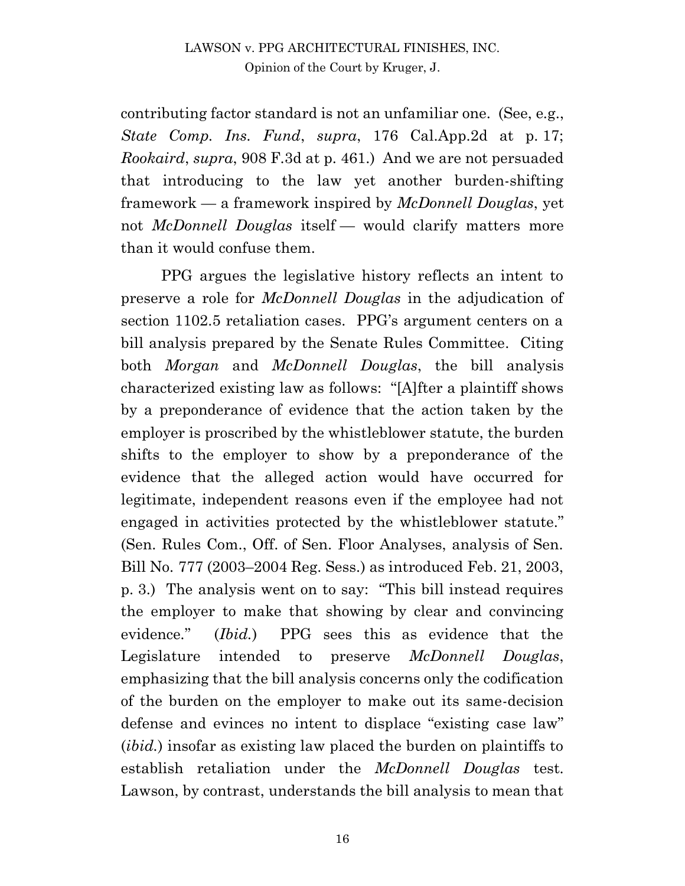contributing factor standard is not an unfamiliar one. (See, e.g., *State Comp. Ins. Fund*, *supra*, 176 Cal.App.2d at p. 17; *Rookaird*, *supra*, 908 F.3d at p. 461.) And we are not persuaded that introducing to the law yet another burden-shifting framework — a framework inspired by *McDonnell Douglas*, yet not *McDonnell Douglas* itself — would clarify matters more than it would confuse them.

PPG argues the legislative history reflects an intent to preserve a role for *McDonnell Douglas* in the adjudication of section 1102.5 retaliation cases. PPG's argument centers on a bill analysis prepared by the Senate Rules Committee. Citing both *Morgan* and *McDonnell Douglas*, the bill analysis characterized existing law as follows: "[A]fter a plaintiff shows by a preponderance of evidence that the action taken by the employer is proscribed by the whistleblower statute, the burden shifts to the employer to show by a preponderance of the evidence that the alleged action would have occurred for legitimate, independent reasons even if the employee had not engaged in activities protected by the whistleblower statute." (Sen. Rules Com., Off. of Sen. Floor Analyses, analysis of Sen. Bill No. 777 (2003–2004 Reg. Sess.) as introduced Feb. 21, 2003, p. 3.) The analysis went on to say: "This bill instead requires the employer to make that showing by clear and convincing evidence." (*Ibid.*) PPG sees this as evidence that the Legislature intended to preserve *McDonnell Douglas*, emphasizing that the bill analysis concerns only the codification of the burden on the employer to make out its same-decision defense and evinces no intent to displace "existing case law" (*ibid.*) insofar as existing law placed the burden on plaintiffs to establish retaliation under the *McDonnell Douglas* test. Lawson, by contrast, understands the bill analysis to mean that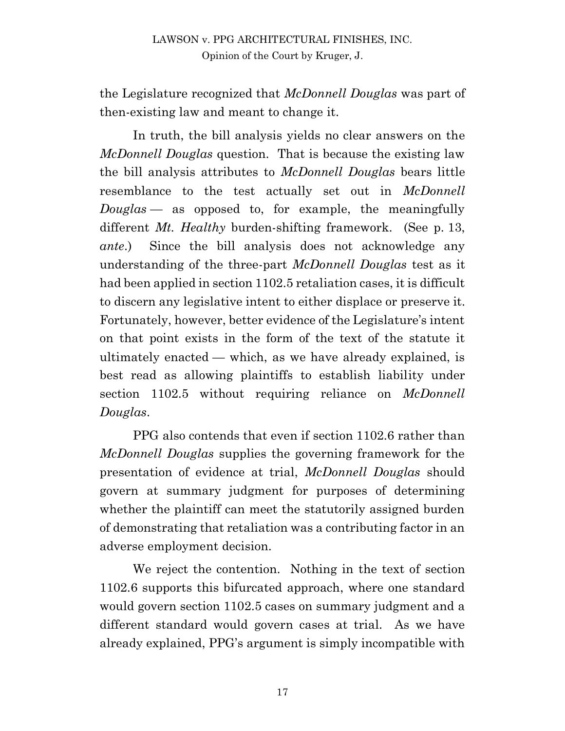the Legislature recognized that *McDonnell Douglas* was part of then-existing law and meant to change it.

In truth, the bill analysis yields no clear answers on the *McDonnell Douglas* question. That is because the existing law the bill analysis attributes to *McDonnell Douglas* bears little resemblance to the test actually set out in *McDonnell Douglas* — as opposed to, for example, the meaningfully different *Mt. Healthy* burden-shifting framework. (See p. 13, *ante*.) Since the bill analysis does not acknowledge any understanding of the three-part *McDonnell Douglas* test as it had been applied in section 1102.5 retaliation cases, it is difficult to discern any legislative intent to either displace or preserve it. Fortunately, however, better evidence of the Legislature's intent on that point exists in the form of the text of the statute it ultimately enacted — which, as we have already explained, is best read as allowing plaintiffs to establish liability under section 1102.5 without requiring reliance on *McDonnell Douglas*.

PPG also contends that even if section 1102.6 rather than *McDonnell Douglas* supplies the governing framework for the presentation of evidence at trial, *McDonnell Douglas* should govern at summary judgment for purposes of determining whether the plaintiff can meet the statutorily assigned burden of demonstrating that retaliation was a contributing factor in an adverse employment decision.

We reject the contention. Nothing in the text of section 1102.6 supports this bifurcated approach, where one standard would govern section 1102.5 cases on summary judgment and a different standard would govern cases at trial. As we have already explained, PPG's argument is simply incompatible with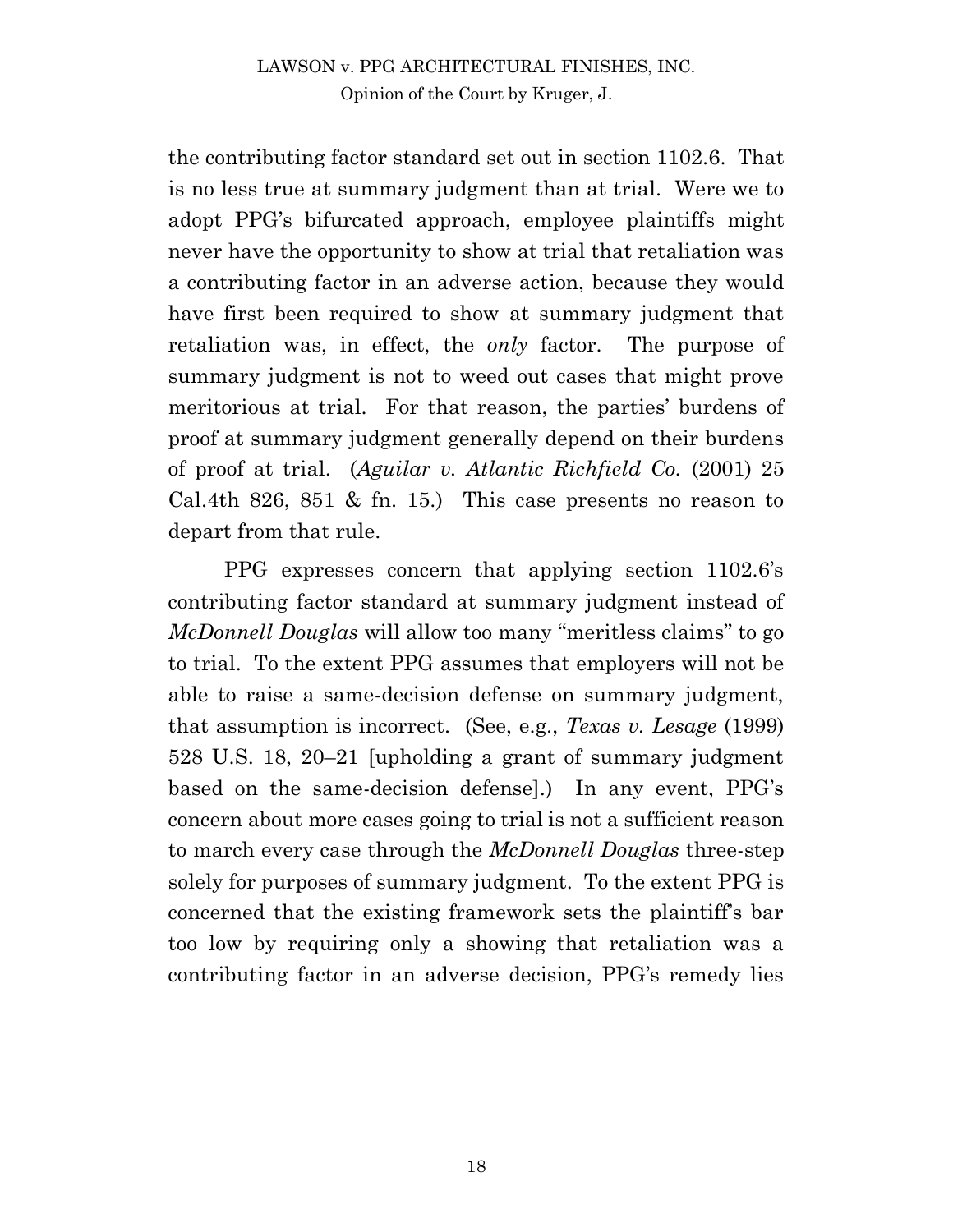the contributing factor standard set out in section 1102.6. That is no less true at summary judgment than at trial. Were we to adopt PPG's bifurcated approach, employee plaintiffs might never have the opportunity to show at trial that retaliation was a contributing factor in an adverse action, because they would have first been required to show at summary judgment that retaliation was, in effect, the *only* factor. The purpose of summary judgment is not to weed out cases that might prove meritorious at trial. For that reason, the parties' burdens of proof at summary judgment generally depend on their burdens of proof at trial. (*Aguilar v. Atlantic Richfield Co.* (2001) 25 Cal.4th 826, 851 & fn. 15.) This case presents no reason to depart from that rule.

PPG expresses concern that applying section 1102.6's contributing factor standard at summary judgment instead of *McDonnell Douglas* will allow too many "meritless claims" to go to trial. To the extent PPG assumes that employers will not be able to raise a same-decision defense on summary judgment, that assumption is incorrect. (See, e.g., *Texas v. Lesage* (1999) 528 U.S. 18, 20–21 [upholding a grant of summary judgment based on the same-decision defense].) In any event, PPG's concern about more cases going to trial is not a sufficient reason to march every case through the *McDonnell Douglas* three-step solely for purposes of summary judgment. To the extent PPG is concerned that the existing framework sets the plaintiff's bar too low by requiring only a showing that retaliation was a contributing factor in an adverse decision, PPG's remedy lies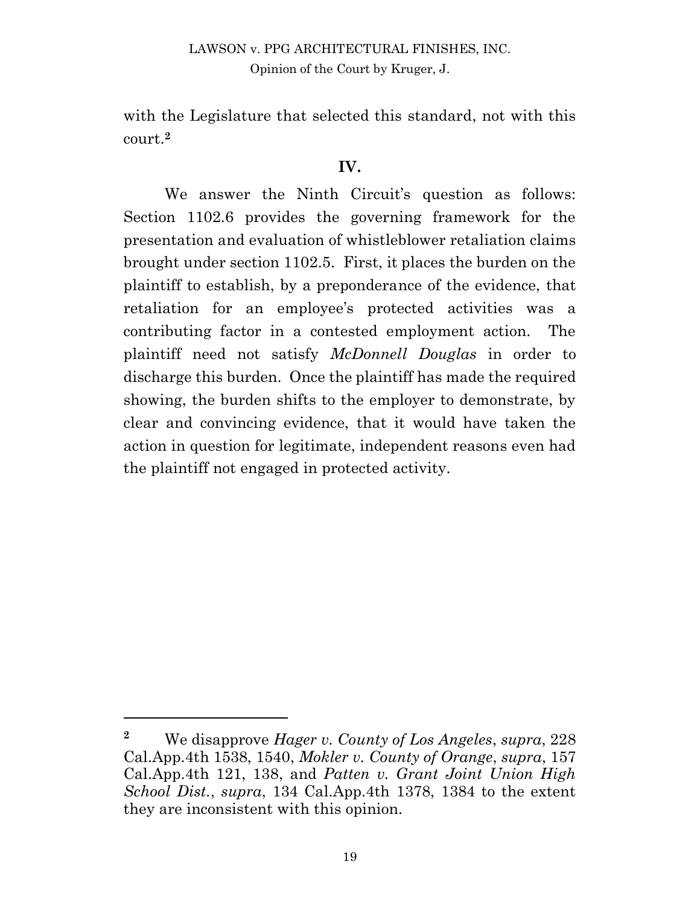with the Legislature that selected this standard, not with this court.[2]

## IV.

We answer the Ninth Circuit's question as follows: Section 1102.6 provides the governing framework for the presentation and evaluation of whistleblower retaliation claims brought under section 1102.5. First, it places the burden on the plaintiff to establish, by a preponderance of the evidence, that retaliation for an employee's protected activities was a contributing factor in a contested employment action. The plaintiff need not satisfy *McDonnell Douglas* in order to discharge this burden. Once the plaintiff has made the required showing, the burden shifts to the employer to demonstrate, by clear and convincing evidence, that it would have taken the action in question for legitimate, independent reasons even had the plaintiff not engaged in protected activity.

---

[2] We disapprove *Hager v. County of Los Angeles*, *supra*, 228 Cal.App.4th 1538, 1540, *Mokler v. County of Orange*, *supra*, 157 Cal.App.4th 121, 138, and *Patten v. Grant Joint Union High School Dist.*, *supra*, 134 Cal.App.4th 1378, 1384 to the extent they are inconsistent with this opinion.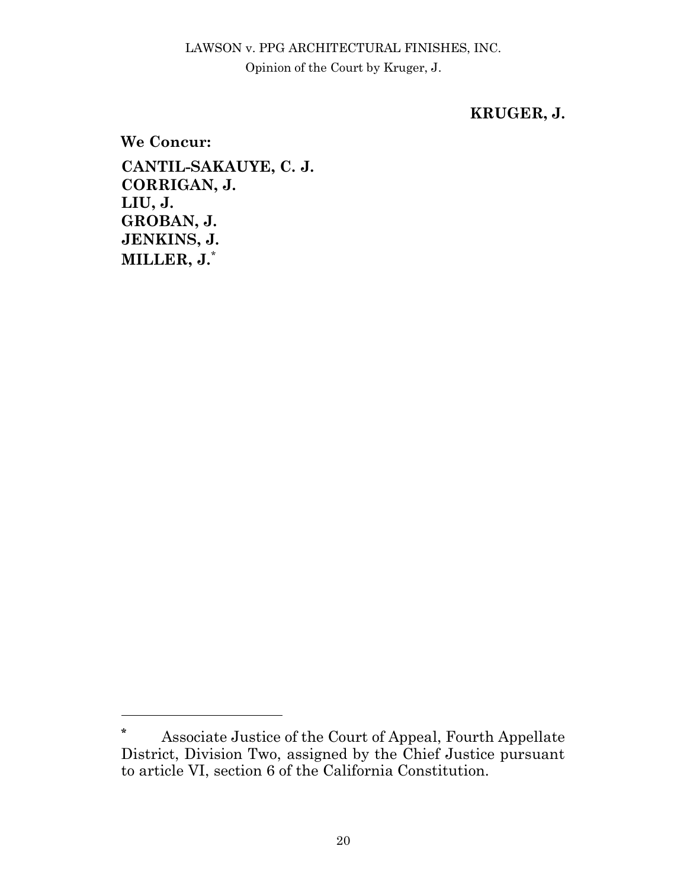**KRUGER, J.**

**We Concur:**

**CANTIL-SAKAUYE, C. J.**
**CORRIGAN, J.**
**LIU, J.**
**GROBAN, J.**
**JENKINS, J.**
**MILLER, J.**[*]

---

[*] Associate Justice of the Court of Appeal, Fourth Appellate District, Division Two, assigned by the Chief Justice pursuant to article VI, section 6 of the California Constitution.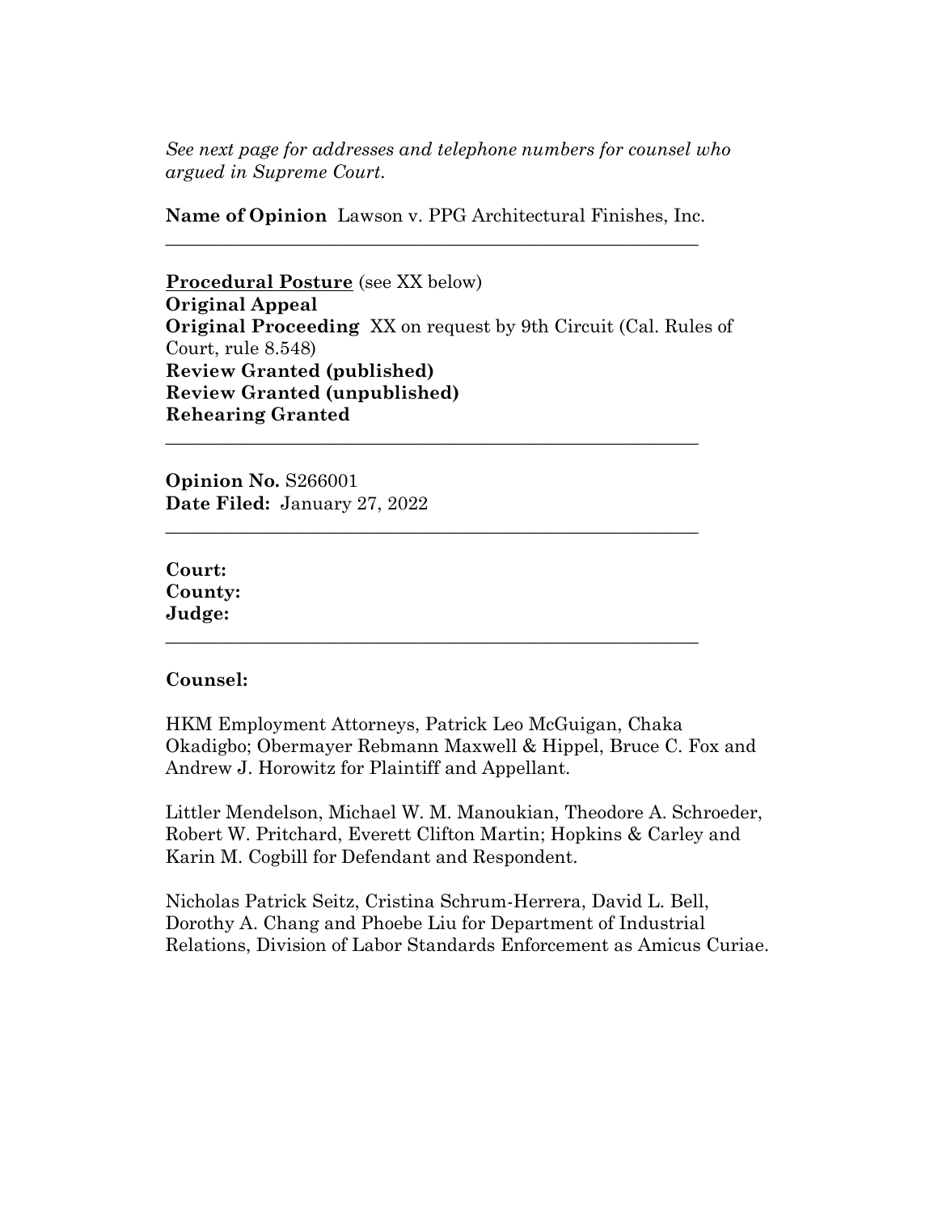*See next page for addresses and telephone numbers for counsel who argued in Supreme Court.*

**Name of Opinion** Lawson v. PPG Architectural Finishes, Inc.

---

**Procedural Posture** (see XX below)
**Original Appeal**
**Original Proceeding** XX on request by 9th Circuit (Cal. Rules of Court, rule 8.548)
**Review Granted (published)**
**Review Granted (unpublished)**
**Rehearing Granted**

---

**Opinion No.** S266001
**Date Filed:** January 27, 2022

---

**Court:**
**County:**
**Judge:**

---

**Counsel:**

HKM Employment Attorneys, Patrick Leo McGuigan, Chaka Okadigbo; Obermayer Rebmann Maxwell & Hippel, Bruce C. Fox and Andrew J. Horowitz for Plaintiff and Appellant.

Littler Mendelson, Michael W. M. Manoukian, Theodore A. Schroeder, Robert W. Pritchard, Everett Clifton Martin; Hopkins & Carley and Karin M. Cogbill for Defendant and Respondent.

Nicholas Patrick Seitz, Cristina Schrum-Herrera, David L. Bell, Dorothy A. Chang and Phoebe Liu for Department of Industrial Relations, Division of Labor Standards Enforcement as Amicus Curiae.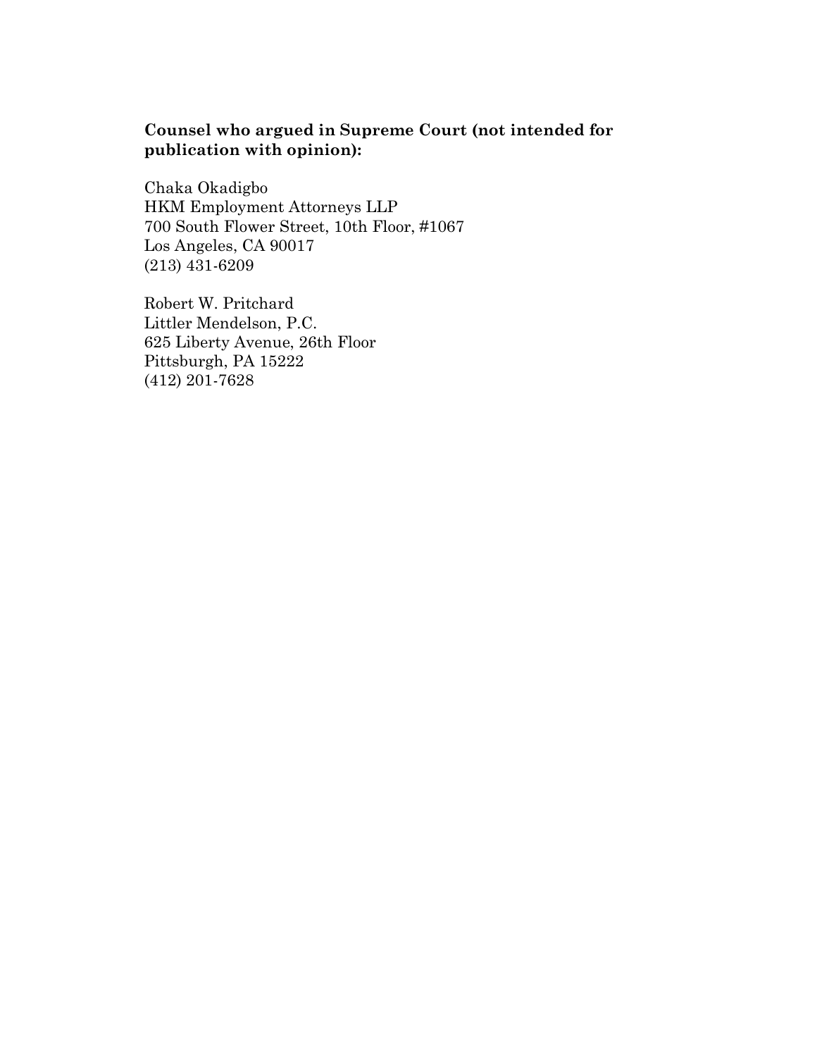**Counsel who argued in Supreme Court (not intended for publication with opinion):**

Chaka Okadigbo
HKM Employment Attorneys LLP
700 South Flower Street, 10th Floor, #1067
Los Angeles, CA 90017
(213) 431-6209

Robert W. Pritchard
Littler Mendelson, P.C.
625 Liberty Avenue, 26th Floor
Pittsburgh, PA 15222
(412) 201-7628